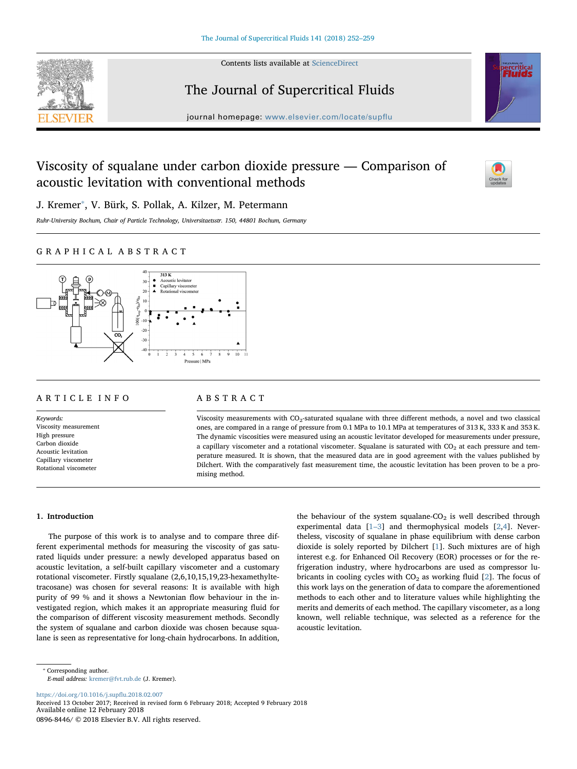Contents lists available at ScienceDirect

# The Journal of Supercritical Fluids

journal homepage: www.elsevier.com/locate/supflu

# Viscosity of squalane under carbon dioxide pressure — Comparison of acoustic levitation with conventional methods

J. Kremer*, V. Bürk, S. Pollak, A. Kilzer, M. Petermann

*Ruhr-University Bochum, Chair of Particle Technology, Universitaetsstr. 150, 44801 Bochum, Germany*

## GRAPHICAL ABSTRACT

## ARTICLE INFO

*Keywords:*
Viscosity measurement
High pressure
Carbon dioxide
Acoustic levitation
Capillary viscometer
Rotational viscometer

## ABSTRACT

Viscosity measurements with $CO_2$-saturated squalane with three different methods, a novel and two classical ones, are compared in a range of pressure from 0.1 MPa to 10.1 MPa at temperatures of 313 K, 333 K and 353 K. The dynamic viscosities were measured using an acoustic levitator developed for measurements under pressure, a capillary viscometer and a rotational viscometer. Squalane is saturated with $CO_2$ at each pressure and temperature measured. It is shown, that the measured data are in good agreement with the values published by Dilchert. With the comparatively fast measurement time, the acoustic levitation has been proven to be a promising method.

## 1. Introduction

The purpose of this work is to analyse and to compare three different experimental methods for measuring the viscosity of gas saturated liquids under pressure: a newly developed apparatus based on acoustic levitation, a self-built capillary viscometer and a customary rotational viscometer. Firstly squalane (2,6,10,15,19,23-hexamethyltetracosane) was chosen for several reasons: It is available with high purity of 99 % and it shows a Newtonian flow behaviour in the investigated region, which makes it an appropriate measuring fluid for the comparison of different viscosity measurement methods. Secondly the system of squalane and carbon dioxide was chosen because squalane is seen as representative for long-chain hydrocarbons. In addition, the behaviour of the system squalane-$CO_2$ is well described through experimental data [1–3] and thermophysical models [2,4]. Nevertheless, viscosity of squalane in phase equilibrium with dense carbon dioxide is solely reported by Dilchert [1]. Such mixtures are of high interest e.g. for Enhanced Oil Recovery (EOR) processes or for the refrigeration industry, where hydrocarbons are used as compressor lubricants in cooling cycles with $CO_2$ as working fluid [2]. The focus of this work lays on the generation of data to compare the aforementioned methods to each other and to literature values while highlighting the merits and demerits of each method. The capillary viscometer, as a long known, well reliable technique, was selected as a reference for the acoustic levitation.

* Corresponding author.
*E-mail address:* kremer@fvt.rub.de (J. Kremer).

https://doi.org/10.1016/j.supflu.2018.02.007
Received 13 October 2017; Received in revised form 6 February 2018; Accepted 9 February 2018
Available online 12 February 2018
0896-8446/ © 2018 Elsevier B.V. All rights reserved.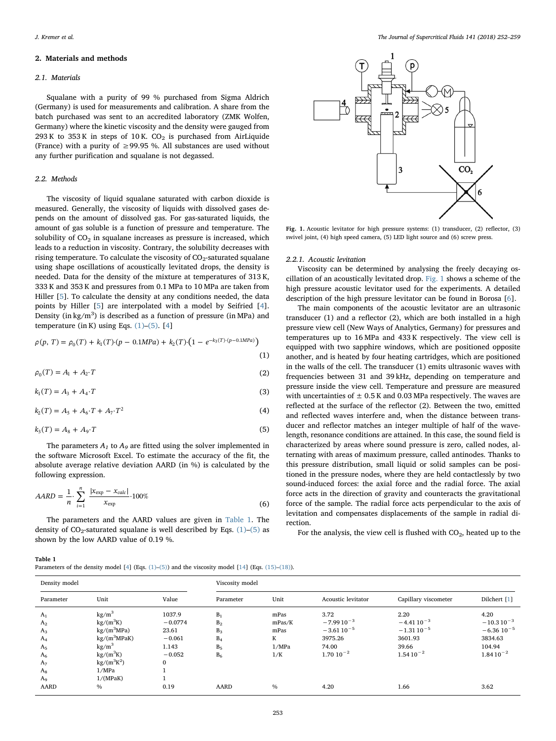## 2. Materials and methods

### 2.1. Materials

Squalane with a purity of 99 % purchased from Sigma Aldrich (Germany) is used for measurements and calibration. A share from the batch purchased was sent to an accredited laboratory (ZMK Wolfen, Germany) where the kinetic viscosity and the density were gauged from 293 K to 353 K in steps of 10 K. $CO_2$ is purchased from AirLiquide (France) with a purity of ≥99.95 %. All substances are used without any further purification and squalane is not degassed.

### 2.2. Methods

The viscosity of liquid squalane saturated with carbon dioxide is measured. Generally, the viscosity of liquids with dissolved gases depends on the amount of dissolved gas. For gas-saturated liquids, the amount of gas soluble is a function of pressure and temperature. The solubility of $CO_2$ in squalane increases as pressure is increased, which leads to a reduction in viscosity. Contrary, the solubility decreases with rising temperature. To calculate the viscosity of $CO_2$-saturated squalane using shape oscillations of acoustically levitated drops, the density is needed. Data for the density of the mixture at temperatures of 313 K, 333 K and 353 K and pressures from 0.1 MPa to 10 MPa are taken from Hiller [5]. To calculate the density at any conditions needed, the data points by Hiller [5] are interpolated with a model by Seifried [4]. Density (in kg/m$^3$) is described as a function of pressure (in MPa) and temperature (in K) using Eqs. (1)–(5). [4]

$$\rho(p, T) = \rho_0(T) + k_1(T)\cdot(p - 0.1MPa) + k_2(T)\cdot\left(1 - e^{-k_3(T)\cdot(p-0.1MPa)}\right) \tag{1}$$

$$\rho_0(T) = A_1 + A_2\cdot T \tag{2}$$

$$k_1(T) = A_3 + A_4\cdot T \tag{3}$$

$$k_2(T) = A_5 + A_6\cdot T + A_7\cdot T^2 \tag{4}$$

$$k_3(T) = A_8 + A_9\cdot T \tag{5}$$

The parameters $A_1$ to $A_9$ are fitted using the solver implemented in the software Microsoft Excel. To estimate the accuracy of the fit, the absolute average relative deviation AARD (in %) is calculated by the following expression.

$$AARD = \frac{1}{n}\cdot\sum_{i=1}^{n}\frac{|x_{\exp} - x_{calc}|}{x_{\exp}}\cdot 100\% \tag{6}$$

The parameters and the AARD values are given in Table 1. The density of $CO_2$-saturated squalane is well described by Eqs. (1)–(5) as shown by the low AARD value of 0.19 %.

Fig. 1. Acoustic levitator for high pressure systems: (1) transducer, (2) reflector, (3) swivel joint, (4) high speed camera, (5) LED light source and (6) screw press.

#### 2.2.1. Acoustic levitation

Viscosity can be determined by analysing the freely decaying oscillation of an acoustically levitated drop. Fig. 1 shows a scheme of the high pressure acoustic levitator used for the experiments. A detailed description of the high pressure levitator can be found in Borosa [6].

The main components of the acoustic levitator are an ultrasonic transducer (1) and a reflector (2), which are both installed in a high pressure view cell (New Ways of Analytics, Germany) for pressures and temperatures up to 16 MPa and 433 K respectively. The view cell is equipped with two sapphire windows, which are positioned opposite another, and is heated by four heating cartridges, which are positioned in the walls of the cell. The transducer (1) emits ultrasonic waves with frequencies between 31 and 39 kHz, depending on temperature and pressure inside the view cell. Temperature and pressure are measured with uncertainties of ± 0.5 K and 0.03 MPa respectively. The waves are reflected at the surface of the reflector (2). Between the two, emitted and reflected waves interfere and, when the distance between transducer and reflector matches an integer multiple of half of the wavelength, resonance conditions are attained. In this case, the sound field is characterized by areas where sound pressure is zero, called nodes, alternating with areas of maximum pressure, called antinodes. Thanks to this pressure distribution, small liquid or solid samples can be positioned in the pressure nodes, where they are held contactlessly by two sound-induced forces: the axial force and the radial force. The axial force acts in the direction of gravity and counteracts the gravitational force of the sample. The radial force acts perpendicular to the axis of levitation and compensates displacements of the sample in radial direction.

For the analysis, the view cell is flushed with $CO_2$, heated up to the

**Table 1**
Parameters of the density model [4] (Eqs. (1)–(5)) and the viscosity model [14] (Eqs. (15)–(18)).

| Density model | | | Viscosity model | | | | |
|---|---|---|---|---|---|---|---|
| Parameter | Unit | Value | Parameter | Unit | Acoustic levitator | Capillary viscometer | Dilchert [1] |
| $A_1$ | kg/m$^3$ | 1037.9 | $B_1$ | mPas | 3.72 | 2.20 | 4.20 |
| $A_2$ | kg/(m$^3$K) | −0.0774 | $B_2$ | mPas/K | $-7.99\,10^{-3}$ | $-4.41\,10^{-3}$ | $-10.3\,10^{-3}$ |
| $A_3$ | kg/(m$^3$MPa) | 23.61 | $B_3$ | mPas | $-3.61\,10^{-5}$ | $-1.31\,10^{-5}$ | $-6.36\,10^{-5}$ |
| $A_4$ | kg/(m$^3$MPaK) | −0.061 | $B_4$ | K | 3975.26 | 3601.93 | 3834.63 |
| $A_5$ | kg/m$^3$ | 1.143 | $B_5$ | 1/MPa | 74.00 | 39.66 | 104.94 |
| $A_6$ | kg/(m$^3$K) | −0.052 | $B_6$ | 1/K | $1.70\,10^{-2}$ | $1.54\,10^{-2}$ | $1.84\,10^{-2}$ |
| $A_7$ | kg/(m$^3$K$^2$) | 0 | | | | | |
| $A_8$ | 1/MPa | 1 | | | | | |
| $A_9$ | 1/(MPaK) | 1 | | | | | |
| AARD | % | 0.19 | AARD | % | 4.20 | 1.66 | 3.62 |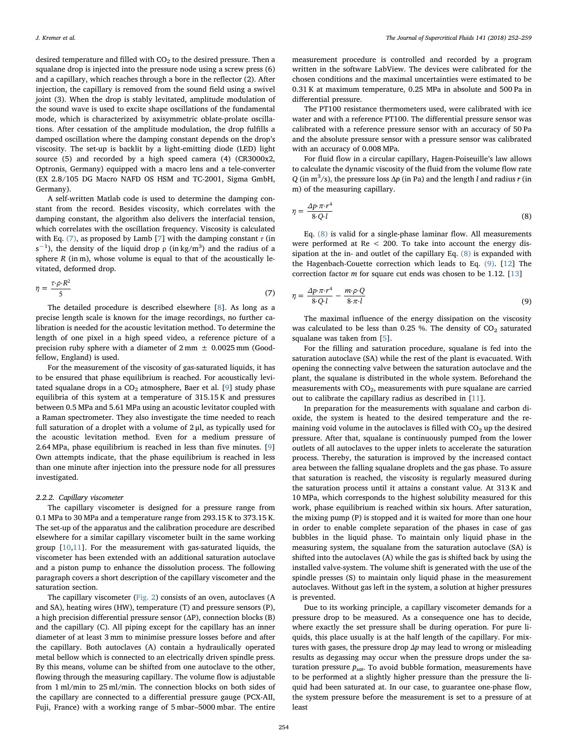desired temperature and filled with $CO_2$ to the desired pressure. Then a squalane drop is injected into the pressure node using a screw press (6) and a capillary, which reaches through a bore in the reflector (2). After injection, the capillary is removed from the sound field using a swivel joint (3). When the drop is stably levitated, amplitude modulation of the sound wave is used to excite shape oscillations of the fundamental mode, which is characterized by axisymmetric oblate-prolate oscillations. After cessation of the amplitude modulation, the drop fulfills a damped oscillation where the damping constant depends on the drop's viscosity. The set-up is backlit by a light-emitting diode (LED) light source (5) and recorded by a high speed camera (4) (CR3000x2, Optronis, Germany) equipped with a macro lens and a tele-converter (EX 2.8/105 DG Macro NAFD OS HSM and TC-2001, Sigma GmbH, Germany).

A self-written Matlab code is used to determine the damping constant from the record. Besides viscosity, which correlates with the damping constant, the algorithm also delivers the interfacial tension, which correlates with the oscillation frequency. Viscosity is calculated with Eq. (7), as proposed by Lamb [7] with the damping constant $\tau$ (in $s^{-1}$), the density of the liquid drop $\rho$ (in $kg/m^3$) and the radius of a sphere $R$ (in m), whose volume is equal to that of the acoustically levitated, deformed drop.

$$\eta = \frac{\tau \cdot \rho \cdot R^2}{5} \tag{7}$$

The detailed procedure is described elsewhere [8]. As long as a precise length scale is known for the image recordings, no further calibration is needed for the acoustic levitation method. To determine the length of one pixel in a high speed video, a reference picture of a precision ruby sphere with a diameter of 2 mm ± 0.0025 mm (Goodfellow, England) is used.

For the measurement of the viscosity of gas-saturated liquids, it has to be ensured that phase equilibrium is reached. For acoustically levitated squalane drops in a $CO_2$ atmosphere, Baer et al. [9] study phase equilibria of this system at a temperature of 315.15 K and pressures between 0.5 MPa and 5.61 MPa using an acoustic levitator coupled with a Raman spectrometer. They also investigate the time needed to reach full saturation of a droplet with a volume of 2 µl, as typically used for the acoustic levitation method. Even for a medium pressure of 2.64 MPa, phase equilibrium is reached in less than five minutes. [9] Own attempts indicate, that the phase equilibrium is reached in less than one minute after injection into the pressure node for all pressures investigated.

#### 2.2.2. Capillary viscometer

The capillary viscometer is designed for a pressure range from 0.1 MPa to 30 MPa and a temperature range from 293.15 K to 373.15 K. The set-up of the apparatus and the calibration procedure are described elsewhere for a similar capillary viscometer built in the same working group [10,11]. For the measurement with gas-saturated liquids, the viscometer has been extended with an additional saturation autoclave and a piston pump to enhance the dissolution process. The following paragraph covers a short description of the capillary viscometer and the saturation section.

The capillary viscometer (Fig. 2) consists of an oven, autoclaves (A and SA), heating wires (HW), temperature (T) and pressure sensors (P), a high precision differential pressure sensor (ΔP), connection blocks (B) and the capillary (C). All piping except for the capillary has an inner diameter of at least 3 mm to minimise pressure losses before and after the capillary. Both autoclaves (A) contain a hydraulically operated metal bellow which is connected to an electrically driven spindle press. By this means, volume can be shifted from one autoclave to the other, flowing through the measuring capillary. The volume flow is adjustable from 1 ml/min to 25 ml/min. The connection blocks on both sides of the capillary are connected to a differential pressure gauge (PCX-AII, Fuji, France) with a working range of 5 mbar–5000 mbar. The entire measurement procedure is controlled and recorded by a program written in the software LabView. The devices were calibrated for the chosen conditions and the maximal uncertainties were estimated to be 0.31 K at maximum temperature, 0.25 MPa in absolute and 500 Pa in differential pressure.

The PT100 resistance thermometers used, were calibrated with ice water and with a reference PT100. The differential pressure sensor was calibrated with a reference pressure sensor with an accuracy of 50 Pa and the absolute pressure sensor with a pressure sensor was calibrated with an accuracy of 0.008 MPa.

For fluid flow in a circular capillary, Hagen-Poiseuille's law allows to calculate the dynamic viscosity of the fluid from the volume flow rate $Q$ (in $m^3/s$), the pressure loss $\Delta p$ (in Pa) and the length $l$ and radius $r$ (in m) of the measuring capillary.

$$\eta = \frac{\Delta p \cdot \pi \cdot r^4}{8 \cdot Q \cdot l} \tag{8}$$

Eq. (8) is valid for a single-phase laminar flow. All measurements were performed at Re < 200. To take into account the energy dissipation at the in- and outlet of the capillary Eq. (8) is expanded with the Hagenbach-Couette correction which leads to Eq. (9). [12] The correction factor $m$ for square cut ends was chosen to be 1.12. [13]

$$\eta = \frac{\Delta p \cdot \pi \cdot r^4}{8 \cdot Q \cdot l} - \frac{m \cdot \rho \cdot Q}{8 \cdot \pi \cdot l} \tag{9}$$

The maximal influence of the energy dissipation on the viscosity was calculated to be less than 0.25 %. The density of $CO_2$ saturated squalane was taken from [5].

For the filling and saturation procedure, squalane is fed into the saturation autoclave (SA) while the rest of the plant is evacuated. With opening the connecting valve between the saturation autoclave and the plant, the squalane is distributed in the whole system. Beforehand the measurements with $CO_2$, measurements with pure squalane are carried out to calibrate the capillary radius as described in [11].

In preparation for the measurements with squalane and carbon dioxide, the system is heated to the desired temperature and the remaining void volume in the autoclaves is filled with $CO_2$ up the desired pressure. After that, squalane is continuously pumped from the lower outlets of all autoclaves to the upper inlets to accelerate the saturation process. Thereby, the saturation is improved by the increased contact area between the falling squalane droplets and the gas phase. To assure that saturation is reached, the viscosity is regularly measured during the saturation process until it attains a constant value. At 313 K and 10 MPa, which corresponds to the highest solubility measured for this work, phase equilibrium is reached within six hours. After saturation, the mixing pump (P) is stopped and it is waited for more than one hour in order to enable complete separation of the phases in case of gas bubbles in the liquid phase. To maintain only liquid phase in the measuring system, the squalane from the saturation autoclave (SA) is shifted into the autoclaves (A) while the gas is shifted back by using the installed valve-system. The volume shift is generated with the use of the spindle presses (S) to maintain only liquid phase in the measurement autoclaves. Without gas left in the system, a solution at higher pressures is prevented.

Due to its working principle, a capillary viscometer demands for a pressure drop to be measured. As a consequence one has to decide, where exactly the set pressure shall be during operation. For pure liquids, this place usually is at the half length of the capillary. For mixtures with gases, the pressure drop $\Delta p$ may lead to wrong or misleading results as degassing may occur when the pressure drops under the saturation pressure $p_{sat}$. To avoid bubble formation, measurements have to be performed at a slightly higher pressure than the pressure the liquid had been saturated at. In our case, to guarantee one-phase flow, the system pressure before the measurement is set to a pressure of at least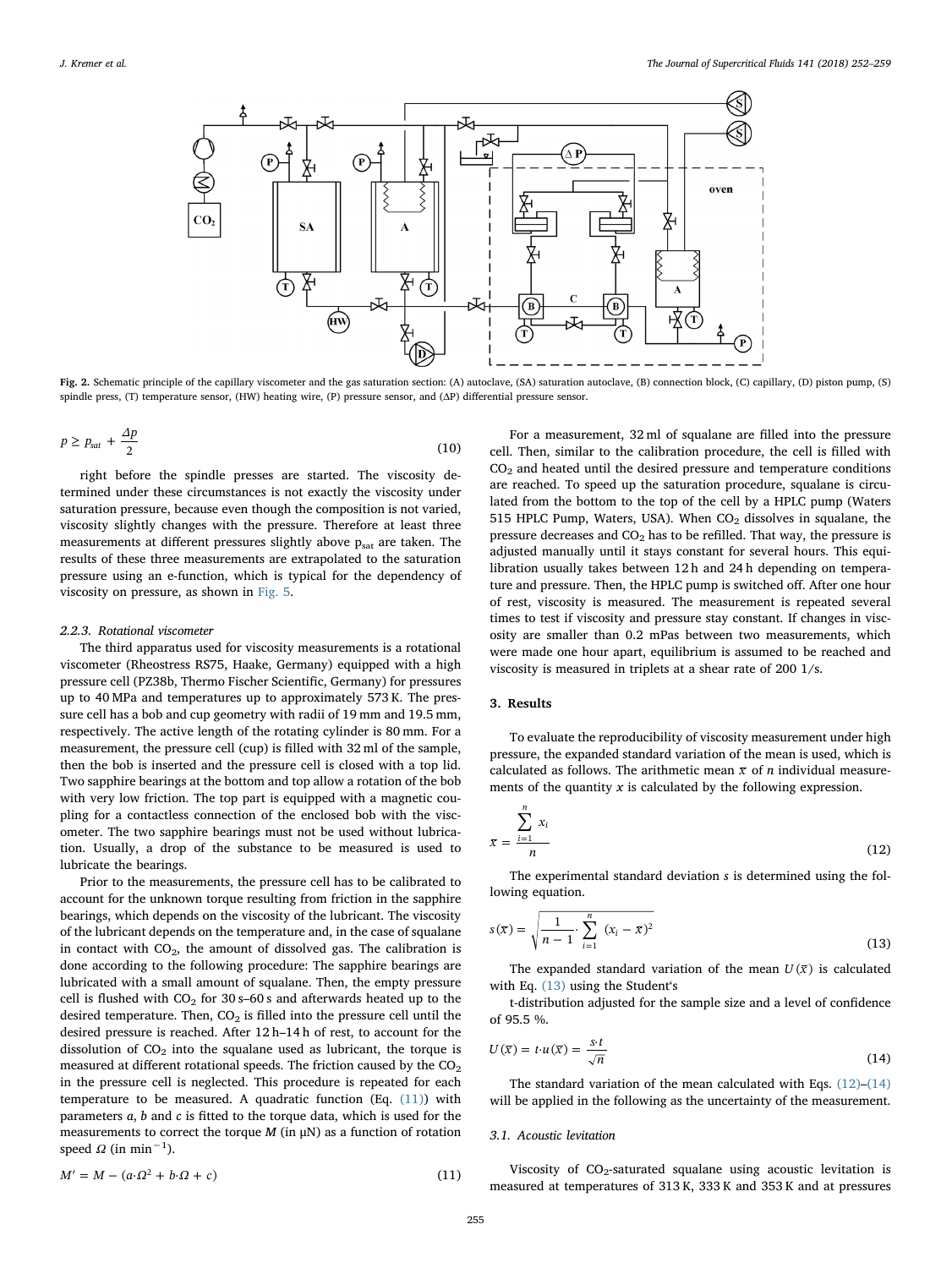Fig. 2. Schematic principle of the capillary viscometer and the gas saturation section: (A) autoclave, (SA) saturation autoclave, (B) connection block, (C) capillary, (D) piston pump, (S) spindle press, (T) temperature sensor, (HW) heating wire, (P) pressure sensor, and (ΔP) differential pressure sensor.

$$p \geq p_{sat} + \frac{\Delta p}{2} \tag{10}$$

right before the spindle presses are started. The viscosity determined under these circumstances is not exactly the viscosity under saturation pressure, because even though the composition is not varied, viscosity slightly changes with the pressure. Therefore at least three measurements at different pressures slightly above $p_{sat}$ are taken. The results of these three measurements are extrapolated to the saturation pressure using an e-function, which is typical for the dependency of viscosity on pressure, as shown in Fig. 5.

#### 2.2.3. Rotational viscometer

The third apparatus used for viscosity measurements is a rotational viscometer (Rheostress RS75, Haake, Germany) equipped with a high pressure cell (PZ38b, Thermo Fischer Scientific, Germany) for pressures up to 40 MPa and temperatures up to approximately 573 K. The pressure cell has a bob and cup geometry with radii of 19 mm and 19.5 mm, respectively. The active length of the rotating cylinder is 80 mm. For a measurement, the pressure cell (cup) is filled with 32 ml of the sample, then the bob is inserted and the pressure cell is closed with a top lid. Two sapphire bearings at the bottom and top allow a rotation of the bob with very low friction. The top part is equipped with a magnetic coupling for a contactless connection of the enclosed bob with the viscometer. The two sapphire bearings must not be used without lubrication. Usually, a drop of the substance to be measured is used to lubricate the bearings.

Prior to the measurements, the pressure cell has to be calibrated to account for the unknown torque resulting from friction in the sapphire bearings, which depends on the viscosity of the lubricant. The viscosity of the lubricant depends on the temperature and, in the case of squalane in contact with $CO_2$, the amount of dissolved gas. The calibration is done according to the following procedure: The sapphire bearings are lubricated with a small amount of squalane. Then, the empty pressure cell is flushed with $CO_2$ for 30 s–60 s and afterwards heated up to the desired temperature. Then, $CO_2$ is filled into the pressure cell until the desired pressure is reached. After 12 h–14 h of rest, to account for the dissolution of $CO_2$ into the squalane used as lubricant, the torque is measured at different rotational speeds. The friction caused by the $CO_2$ in the pressure cell is neglected. This procedure is repeated for each temperature to be measured. A quadratic function (Eq. (11)) with parameters $a$, $b$ and $c$ is fitted to the torque data, which is used for the measurements to correct the torque $M$ (in μN) as a function of rotation speed $\Omega$ (in $\text{min}^{-1}$).

$$M' = M - (a\cdot\Omega^2 + b\cdot\Omega + c) \tag{11}$$

For a measurement, 32 ml of squalane are filled into the pressure cell. Then, similar to the calibration procedure, the cell is filled with $CO_2$ and heated until the desired pressure and temperature conditions are reached. To speed up the saturation procedure, squalane is circulated from the bottom to the top of the cell by a HPLC pump (Waters 515 HPLC Pump, Waters, USA). When $CO_2$ dissolves in squalane, the pressure decreases and $CO_2$ has to be refilled. That way, the pressure is adjusted manually until it stays constant for several hours. This equilibration usually takes between 12 h and 24 h depending on temperature and pressure. Then, the HPLC pump is switched off. After one hour of rest, viscosity is measured. The measurement is repeated several times to test if viscosity and pressure stay constant. If changes in viscosity are smaller than 0.2 mPas between two measurements, which were made one hour apart, equilibrium is assumed to be reached and viscosity is measured in triplets at a shear rate of 200 1/s.

## 3. Results

To evaluate the reproducibility of viscosity measurement under high pressure, the expanded standard variation of the mean is used, which is calculated as follows. The arithmetic mean $\bar{x}$ of $n$ individual measurements of the quantity $x$ is calculated by the following expression.

$$\bar{x} = \frac{\sum_{i=1}^{n} x_i}{n} \tag{12}$$

The experimental standard deviation $s$ is determined using the following equation.

$$s(\bar{x}) = \sqrt{\frac{1}{n-1}\cdot\sum_{i=1}^{n}(x_i - \bar{x})^2} \tag{13}$$

The expanded standard variation of the mean $U(\bar{x})$ is calculated with Eq. (13) using the Student's

t-distribution adjusted for the sample size and a level of confidence of 95.5 %.

$$U(\bar{x}) = t\cdot u(\bar{x}) = \frac{s\cdot t}{\sqrt{n}} \tag{14}$$

The standard variation of the mean calculated with Eqs. (12)–(14) will be applied in the following as the uncertainty of the measurement.

### 3.1. Acoustic levitation

Viscosity of $CO_2$-saturated squalane using acoustic levitation is measured at temperatures of 313 K, 333 K and 353 K and at pressures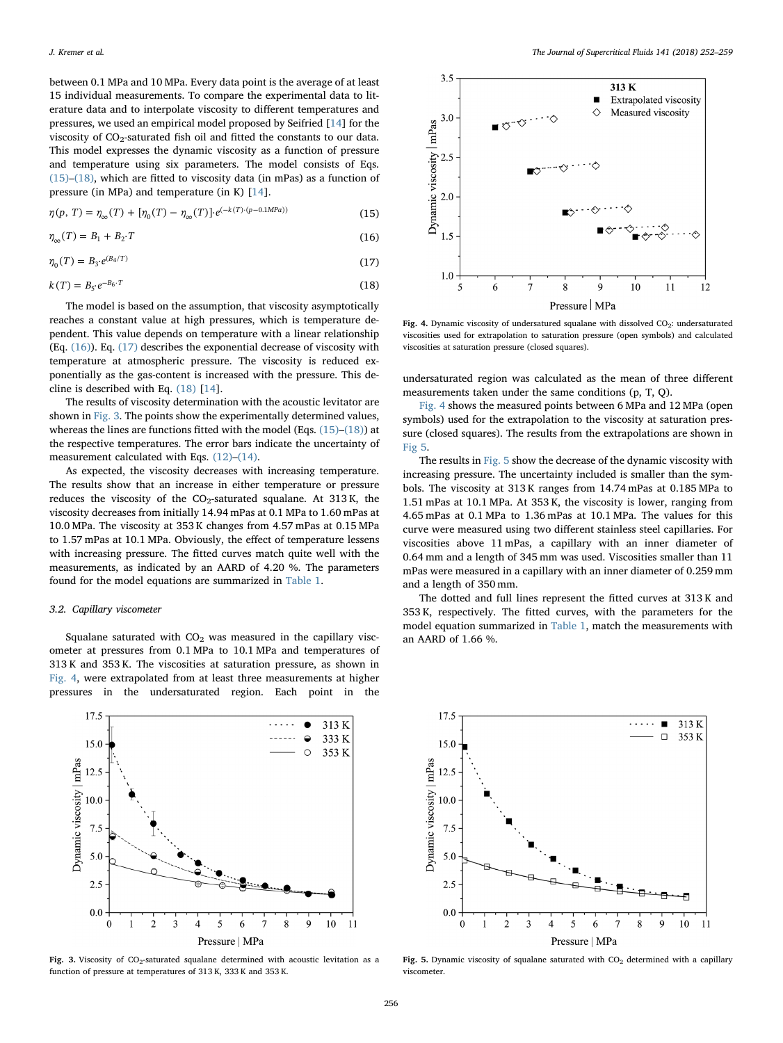between 0.1 MPa and 10 MPa. Every data point is the average of at least 15 individual measurements. To compare the experimental data to literature data and to interpolate viscosity to different temperatures and pressures, we used an empirical model proposed by Seifried [14] for the viscosity of $CO_2$-saturated fish oil and fitted the constants to our data. This model expresses the dynamic viscosity as a function of pressure and temperature using six parameters. The model consists of Eqs. (15)–(18), which are fitted to viscosity data (in mPas) as a function of pressure (in MPa) and temperature (in K) [14].

$$\eta(p, T) = \eta_\infty(T) + [\eta_0(T) - \eta_\infty(T)]\cdot e^{(-k(T)\cdot(p-0.1MPa))} \tag{15}$$

$$\eta_\infty(T) = B_1 + B_2\cdot T \tag{16}$$

$$\eta_0(T) = B_3\cdot e^{(B_4/T)} \tag{17}$$

$$k(T) = B_5\cdot e^{-B_6\cdot T} \tag{18}$$

The model is based on the assumption, that viscosity asymptotically reaches a constant value at high pressures, which is temperature dependent. This value depends on temperature with a linear relationship (Eq. (16)). Eq. (17) describes the exponential decrease of viscosity with temperature at atmospheric pressure. The viscosity is reduced exponentially as the gas-content is increased with the pressure. This decline is described with Eq. (18) [14].

The results of viscosity determination with the acoustic levitator are shown in Fig. 3. The points show the experimentally determined values, whereas the lines are functions fitted with the model (Eqs. (15)–(18)) at the respective temperatures. The error bars indicate the uncertainty of measurement calculated with Eqs. (12)–(14).

As expected, the viscosity decreases with increasing temperature. The results show that an increase in either temperature or pressure reduces the viscosity of the $CO_2$-saturated squalane. At 313 K, the viscosity decreases from initially 14.94 mPas at 0.1 MPa to 1.60 mPas at 10.0 MPa. The viscosity at 353 K changes from 4.57 mPas at 0.15 MPa to 1.57 mPas at 10.1 MPa. Obviously, the effect of temperature lessens with increasing pressure. The fitted curves match quite well with the measurements, as indicated by an AARD of 4.20 %. The parameters found for the model equations are summarized in Table 1.

### 3.2. Capillary viscometer

Squalane saturated with $CO_2$ was measured in the capillary viscometer at pressures from 0.1 MPa to 10.1 MPa and temperatures of 313 K and 353 K. The viscosities at saturation pressure, as shown in Fig. 4, were extrapolated from at least three measurements at higher pressures in the undersaturated region. Each point in the undersaturated region was calculated as the mean of three different measurements taken under the same conditions (p, T, Q).

Fig. 4. Dynamic viscosity of undersatured squalane with dissolved $CO_2$: undersaturated viscosities used for extrapolation to saturation pressure (open symbols) and calculated viscosities at saturation pressure (closed squares).

Fig. 4 shows the measured points between 6 MPa and 12 MPa (open symbols) used for the extrapolation to the viscosity at saturation pressure (closed squares). The results from the extrapolations are shown in Fig 5.

The results in Fig. 5 show the decrease of the dynamic viscosity with increasing pressure. The uncertainty included is smaller than the symbols. The viscosity at 313 K ranges from 14.74 mPas at 0.185 MPa to 1.51 mPas at 10.1 MPa. At 353 K, the viscosity is lower, ranging from 4.65 mPas at 0.1 MPa to 1.36 mPas at 10.1 MPa. The values for this curve were measured using two different stainless steel capillaries. For viscosities above 11 mPas, a capillary with an inner diameter of 0.64 mm and a length of 345 mm was used. Viscosities smaller than 11 mPas were measured in a capillary with an inner diameter of 0.259 mm and a length of 350 mm.

The dotted and full lines represent the fitted curves at 313 K and 353 K, respectively. The fitted curves, with the parameters for the model equation summarized in Table 1, match the measurements with an AARD of 1.66 %.

Fig. 3. Viscosity of $CO_2$-saturated squalane determined with acoustic levitation as a function of pressure at temperatures of 313 K, 333 K and 353 K.

Fig. 5. Dynamic viscosity of squalane saturated with $CO_2$ determined with a capillary viscometer.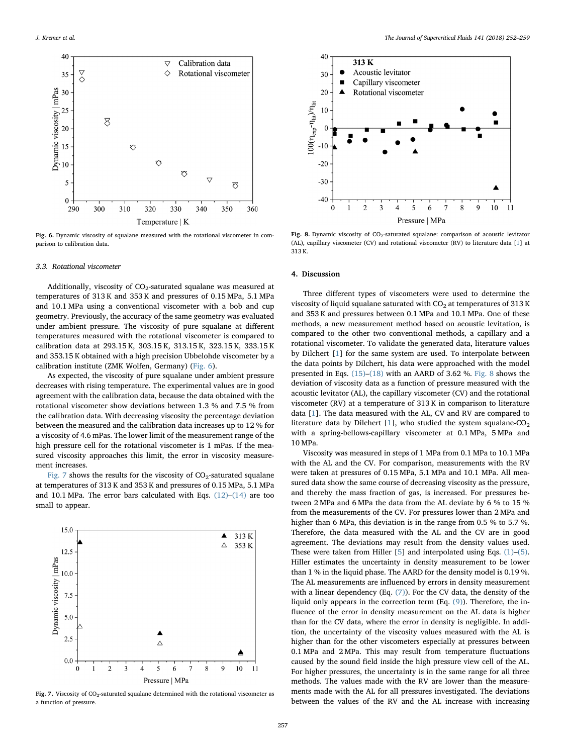Fig. 6. Dynamic viscosity of squalane measured with the rotational viscometer in comparison to calibration data.

### 3.3. Rotational viscometer

Additionally, viscosity of $CO_2$-saturated squalane was measured at temperatures of 313 K and 353 K and pressures of 0.15 MPa, 5.1 MPa and 10.1 MPa using a conventional viscometer with a bob and cup geometry. Previously, the accuracy of the same geometry was evaluated under ambient pressure. The viscosity of pure squalane at different temperatures measured with the rotational viscometer is compared to calibration data at 293.15 K, 303.15 K, 313.15 K, 323.15 K, 333.15 K and 353.15 K obtained with a high precision Ubbelohde viscometer by a calibration institute (ZMK Wolfen, Germany) (Fig. 6).

As expected, the viscosity of pure squalane under ambient pressure decreases with rising temperature. The experimental values are in good agreement with the calibration data, because the data obtained with the rotational viscometer show deviations between 1.3 % and 7.5 % from the calibration data. With decreasing viscosity the percentage deviation between the measured and the calibration data increases up to 12 % for a viscosity of 4.6 mPas. The lower limit of the measurement range of the high pressure cell for the rotational viscometer is 1 mPas. If the measured viscosity approaches this limit, the error in viscosity measurement increases.

Fig. 7 shows the results for the viscosity of $CO_2$-saturated squalane at temperatures of 313 K and 353 K and pressures of 0.15 MPa, 5.1 MPa and 10.1 MPa. The error bars calculated with Eqs. (12)–(14) are too small to appear.

Fig. 7. Viscosity of $CO_2$-saturated squalane determined with the rotational viscometer as a function of pressure.

Fig. 8. Dynamic viscosity of $CO_2$-saturated squalane: comparison of acoustic levitator (AL), capillary viscometer (CV) and rotational viscometer (RV) to literature data [1] at 313 K.

## 4. Discussion

Three different types of viscometers were used to determine the viscosity of liquid squalane saturated with $CO_2$ at temperatures of 313 K and 353 K and pressures between 0.1 MPa and 10.1 MPa. One of these methods, a new measurement method based on acoustic levitation, is compared to the other two conventional methods, a capillary and a rotational viscometer. To validate the generated data, literature values by Dilchert [1] for the same system are used. To interpolate between the data points by Dilchert, his data were approached with the model presented in Eqs. (15)–(18) with an AARD of 3.62 %. Fig. 8 shows the deviation of viscosity data as a function of pressure measured with the acoustic levitator (AL), the capillary viscometer (CV) and the rotational viscometer (RV) at a temperature of 313 K in comparison to literature data [1]. The data measured with the AL, CV and RV are compared to literature data by Dilchert [1], who studied the system squalane-$CO_2$ with a spring-bellows-capillary viscometer at 0.1 MPa, 5 MPa and 10 MPa.

Viscosity was measured in steps of 1 MPa from 0.1 MPa to 10.1 MPa with the AL and the CV. For comparison, measurements with the RV were taken at pressures of 0.15 MPa, 5.1 MPa and 10.1 MPa. All measured data show the same course of decreasing viscosity as the pressure, and thereby the mass fraction of gas, is increased. For pressures between 2 MPa and 6 MPa the data from the AL deviate by 6 % to 15 % from the measurements of the CV. For pressures lower than 2 MPa and higher than 6 MPa, this deviation is in the range from 0.5 % to 5.7 %. Therefore, the data measured with the AL and the CV are in good agreement. The deviations may result from the density values used. These were taken from Hiller [5] and interpolated using Eqs. (1)–(5). Hiller estimates the uncertainty in density measurement to be lower than 1 % in the liquid phase. The AARD for the density model is 0.19 %. The AL measurements are influenced by errors in density measurement with a linear dependency (Eq. (7)). For the CV data, the density of the liquid only appears in the correction term (Eq. (9)). Therefore, the influence of the error in density measurement on the AL data is higher than for the CV data, where the error in density is negligible. In addition, the uncertainty of the viscosity values measured with the AL is higher than for the other viscometers especially at pressures between 0.1 MPa and 2 MPa. This may result from temperature fluctuations caused by the sound field inside the high pressure view cell of the AL. For higher pressures, the uncertainty is in the same range for all three methods. The values made with the RV are lower than the measurements made with the AL for all pressures investigated. The deviations between the values of the RV and the AL increase with increasing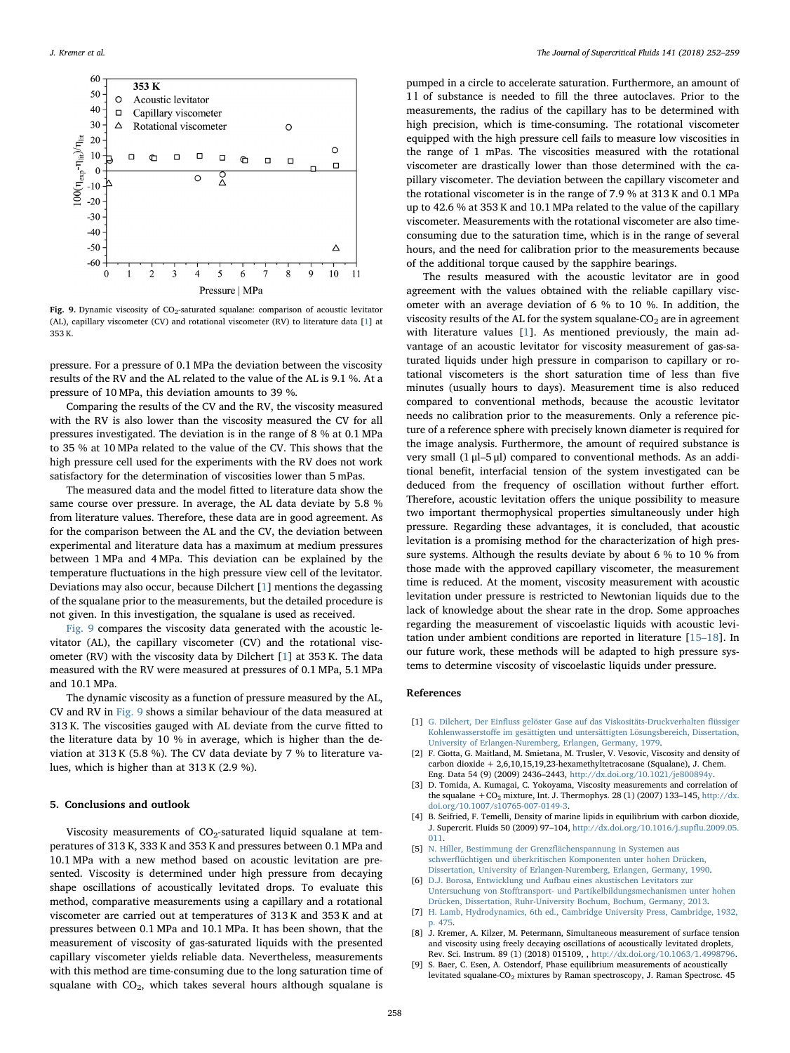Fig. 9. Dynamic viscosity of $CO_2$-saturated squalane: comparison of acoustic levitator (AL), capillary viscometer (CV) and rotational viscometer (RV) to literature data [1] at 353 K.

pressure. For a pressure of 0.1 MPa the deviation between the viscosity results of the RV and the AL related to the value of the AL is 9.1 %. At a pressure of 10 MPa, this deviation amounts to 39 %.

Comparing the results of the CV and the RV, the viscosity measured with the RV is also lower than the viscosity measured the CV for all pressures investigated. The deviation is in the range of 8 % at 0.1 MPa to 35 % at 10 MPa related to the value of the CV. This shows that the high pressure cell used for the experiments with the RV does not work satisfactory for the determination of viscosities lower than 5 mPas.

The measured data and the model fitted to literature data show the same course over pressure. In average, the AL data deviate by 5.8 % from literature values. Therefore, these data are in good agreement. As for the comparison between the AL and the CV, the deviation between experimental and literature data has a maximum at medium pressures between 1 MPa and 4 MPa. This deviation can be explained by the temperature fluctuations in the high pressure view cell of the levitator. Deviations may also occur, because Dilchert [1] mentions the degassing of the squalane prior to the measurements, but the detailed procedure is not given. In this investigation, the squalane is used as received.

Fig. 9 compares the viscosity data generated with the acoustic levitator (AL), the capillary viscometer (CV) and the rotational viscometer (RV) with the viscosity data by Dilchert [1] at 353 K. The data measured with the RV were measured at pressures of 0.1 MPa, 5.1 MPa and 10.1 MPa.

The dynamic viscosity as a function of pressure measured by the AL, CV and RV in Fig. 9 shows a similar behaviour of the data measured at 313 K. The viscosities gained with AL deviate from the curve fitted to the literature data by 10 % in average, which is higher than the deviation at 313 K (5.8 %). The CV data deviate by 7 % to literature values, which is higher than at 313 K (2.9 %).

## 5. Conclusions and outlook

Viscosity measurements of $CO_2$-saturated liquid squalane at temperatures of 313 K, 333 K and 353 K and pressures between 0.1 MPa and 10.1 MPa with a new method based on acoustic levitation are presented. Viscosity is determined under high pressure from decaying shape oscillations of acoustically levitated drops. To evaluate this method, comparative measurements using a capillary and a rotational viscometer are carried out at temperatures of 313 K and 353 K and at pressures between 0.1 MPa and 10.1 MPa. It has been shown, that the measurement of viscosity of gas-saturated liquids with the presented capillary viscometer yields reliable data. Nevertheless, measurements with this method are time-consuming due to the long saturation time of squalane with $CO_2$, which takes several hours although squalane is pumped in a circle to accelerate saturation. Furthermore, an amount of 1 l of substance is needed to fill the three autoclaves. Prior to the measurements, the radius of the capillary has to be determined with high precision, which is time-consuming. The rotational viscometer equipped with the high pressure cell fails to measure low viscosities in the range of 1 mPas. The viscosities measured with the rotational viscometer are drastically lower than those determined with the capillary viscometer. The deviation between the capillary viscometer and the rotational viscometer is in the range of 7.9 % at 313 K and 0.1 MPa up to 42.6 % at 353 K and 10.1 MPa related to the value of the capillary viscometer. Measurements with the rotational viscometer are also time-consuming due to the saturation time, which is in the range of several hours, and the need for calibration prior to the measurements because of the additional torque caused by the sapphire bearings.

The results measured with the acoustic levitator are in good agreement with the values obtained with the reliable capillary viscometer with an average deviation of 6 % to 10 %. In addition, the viscosity results of the AL for the system squalane-$CO_2$ are in agreement with literature values [1]. As mentioned previously, the main advantage of an acoustic levitator for viscosity measurement of gas-saturated liquids under high pressure in comparison to capillary or rotational viscometers is the short saturation time of less than five minutes (usually hours to days). Measurement time is also reduced compared to conventional methods, because the acoustic levitator needs no calibration prior to the measurements. Only a reference picture of a reference sphere with precisely known diameter is required for the image analysis. Furthermore, the amount of required substance is very small (1 μl–5 μl) compared to conventional methods. As an additional benefit, interfacial tension of the system investigated can be deduced from the frequency of oscillation without further effort. Therefore, acoustic levitation offers the unique possibility to measure two important thermophysical properties simultaneously under high pressure. Regarding these advantages, it is concluded, that acoustic levitation is a promising method for the characterization of high pressure systems. Although the results deviate by about 6 % to 10 % from those made with the approved capillary viscometer, the measurement time is reduced. At the moment, viscosity measurement with acoustic levitation under pressure is restricted to Newtonian liquids due to the lack of knowledge about the shear rate in the drop. Some approaches regarding the measurement of viscoelastic liquids with acoustic levitation under ambient conditions are reported in literature [15–18]. In our future work, these methods will be adapted to high pressure systems to determine viscosity of viscoelastic liquids under pressure.

## References

[1] G. Dilchert, Der Einfluss gelöster Gase auf das Viskositäts-Druckverhalten flüssiger Kohlenwasserstoffe im gesättigten und untersättigten Lösungsbereich, Dissertation, University of Erlangen-Nuremberg, Erlangen, Germany, 1979.

[2] F. Ciotta, G. Maitland, M. Smietana, M. Trusler, V. Vesovic, Viscosity and density of carbon dioxide + 2,6,10,15,19,23-hexamethyltetracosane (Squalene), J. Chem. Eng. Data 54 (9) (2009) 2436–2443, http://dx.doi.org/10.1021/je800894y.

[3] D. Tomida, A. Kumagai, C. Yokoyama, Viscosity measurements and correlation of the squalane + $CO_2$ mixture, Int. J. Thermophys. 28 (1) (2007) 133–145, http://dx.doi.org/10.1007/s10765-007-0149-3.

[4] B. Seifried, F. Temelli, Density of marine lipids in equilibrium with carbon dioxide, J. Supercrit. Fluids 50 (2009) 97–104, http://dx.doi.org/10.1016/j.supflu.2009.05.011.

[5] N. Hiller, Bestimmung der Grenzflächenspannung in Systemen aus schwerflüchtigen und überkritischen Komponenten unter hohen Drücken, Dissertation, University of Erlangen-Nuremberg, Erlangen, Germany, 1990.

[6] D.J. Borosa, Entwicklung und Aufbau eines akustischen Levitators zur Untersuchung von Stofftransport- und Partikelbildungsmechanismen unter hohen Drücken, Dissertation, Ruhr-University Bochum, Bochum, Germany, 2013.

[7] H. Lamb, Hydrodynamics, 6th ed., Cambridge University Press, Cambridge, 1932, p. 475.

[8] J. Kremer, A. Kilzer, M. Petermann, Simultaneous measurement of surface tension and viscosity using freely decaying oscillations of acoustically levitated droplets, Rev. Sci. Instrum. 89 (1) (2018) 015109, , http://dx.doi.org/10.1063/1.4998796.

[9] S. Baer, C. Esen, A. Ostendorf, Phase equilibrium measurements of acoustically levitated squalane-$CO_2$ mixtures by Raman spectroscopy, J. Raman Spectrosc. 45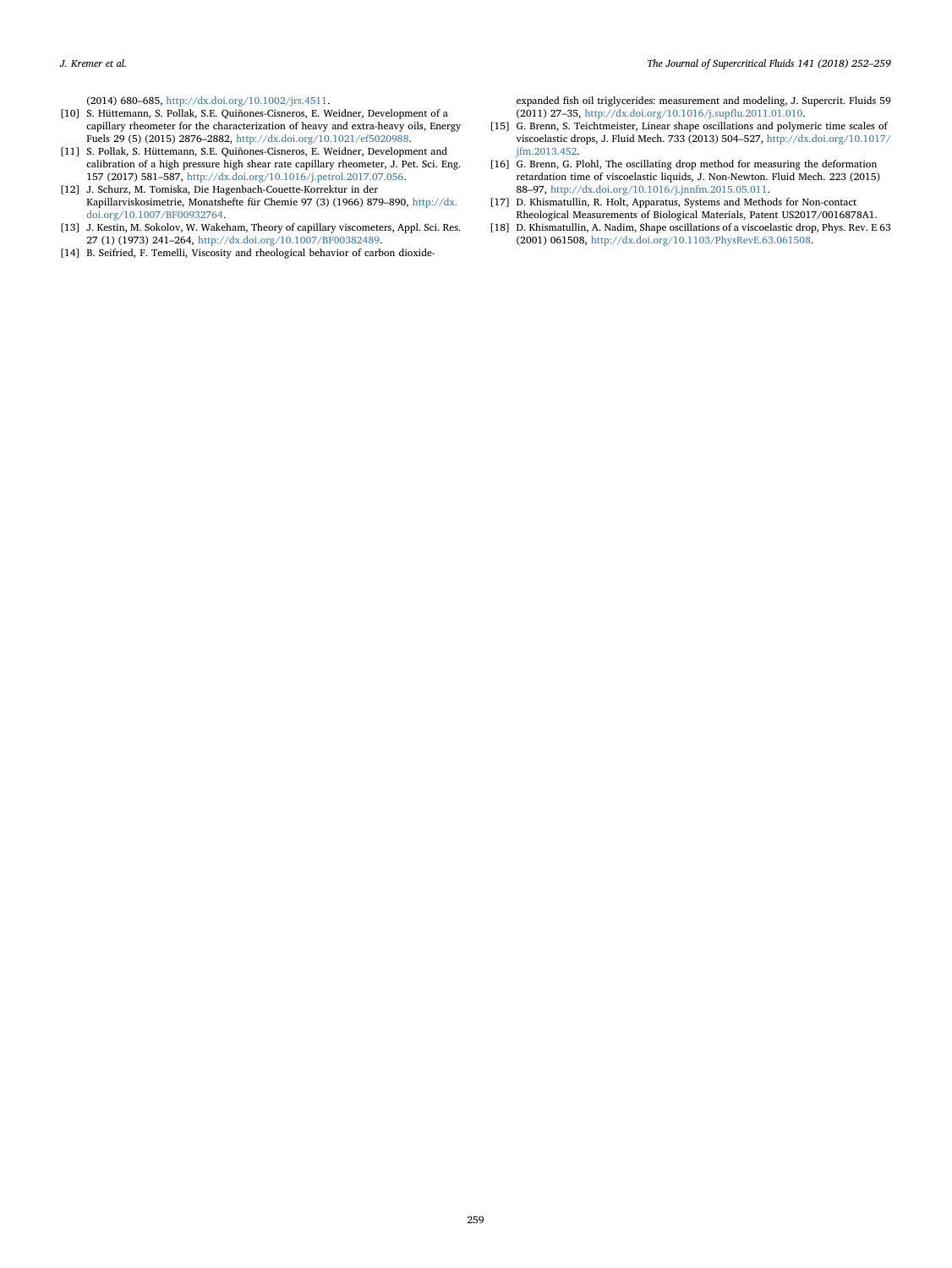(2014) 680–685, http://dx.doi.org/10.1002/jrs.4511.

[10] S. Hüttemann, S. Pollak, S.E. Quiñones-Cisneros, E. Weidner, Development of a capillary rheometer for the characterization of heavy and extra-heavy oils, Energy Fuels 29 (5) (2015) 2876–2882, http://dx.doi.org/10.1021/ef5020988.

[11] S. Pollak, S. Hüttemann, S.E. Quiñones-Cisneros, E. Weidner, Development and calibration of a high pressure high shear rate capillary rheometer, J. Pet. Sci. Eng. 157 (2017) 581–587, http://dx.doi.org/10.1016/j.petrol.2017.07.056.

[12] J. Schurz, M. Tomiska, Die Hagenbach-Couette-Korrektur in der Kapillarviskosimetrie, Monatshefte für Chemie 97 (3) (1966) 879–890, http://dx.doi.org/10.1007/BF00932764.

[13] J. Kestin, M. Sokolov, W. Wakeham, Theory of capillary viscometers, Appl. Sci. Res. 27 (1) (1973) 241–264, http://dx.doi.org/10.1007/BF00382489.

[14] B. Seifried, F. Temelli, Viscosity and rheological behavior of carbon dioxide-expanded fish oil triglycerides: measurement and modeling, J. Supercrit. Fluids 59 (2011) 27–35, http://dx.doi.org/10.1016/j.supflu.2011.01.010.

[15] G. Brenn, S. Teichtmeister, Linear shape oscillations and polymeric time scales of viscoelastic drops, J. Fluid Mech. 733 (2013) 504–527, http://dx.doi.org/10.1017/jfm.2013.452.

[16] G. Brenn, G. Plohl, The oscillating drop method for measuring the deformation retardation time of viscoelastic liquids, J. Non-Newton. Fluid Mech. 223 (2015) 88–97, http://dx.doi.org/10.1016/j.jnnfm.2015.05.011.

[17] D. Khismatullin, R. Holt, Apparatus, Systems and Methods for Non-contact Rheological Measurements of Biological Materials, Patent US2017/0016878A1.

[18] D. Khismatullin, A. Nadim, Shape oscillations of a viscoelastic drop, Phys. Rev. E 63 (2001) 061508, http://dx.doi.org/10.1103/PhysRevE.63.061508.